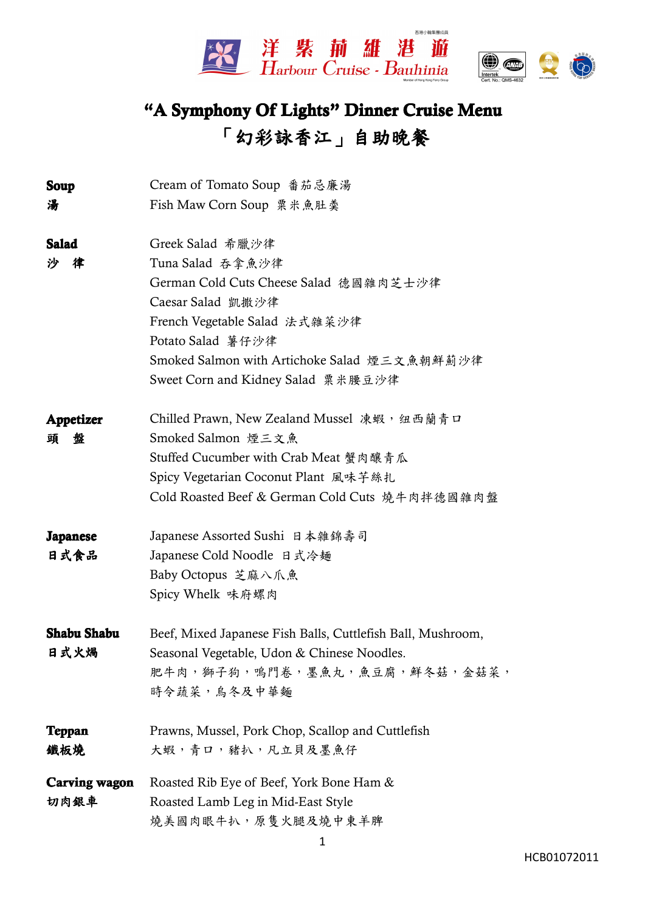洋紫荊維港遊
Harbour Cruise - Bauhinia

# "A Symphony Of Lights" Dinner Cruise Menu

# 「幻彩詠香江」自助晚餐

| | |
|---|---|
| **Soup 湯** | Cream of Tomato Soup 番茄忌廉湯<br>Fish Maw Corn Soup 粟米魚肚羹 |
| **Salad 沙 律** | Greek Salad 希臘沙律<br>Tuna Salad 吞拿魚沙律<br>German Cold Cuts Cheese Salad 德國雜肉芝士沙律<br>Caesar Salad 凱撒沙律<br>French Vegetable Salad 法式雜菜沙律<br>Potato Salad 薯仔沙律<br>Smoked Salmon with Artichoke Salad 煙三文魚朝鮮薊沙律<br>Sweet Corn and Kidney Salad 粟米腰豆沙律 |
| **Appetizer 頭 盤** | Chilled Prawn, New Zealand Mussel 凍蝦，纽西蘭青口<br>Smoked Salmon 煙三文魚<br>Stuffed Cucumber with Crab Meat 蟹肉釀青瓜<br>Spicy Vegetarian Coconut Plant 風味芋絲扎<br>Cold Roasted Beef & German Cold Cuts 燒牛肉拌德國雜肉盤 |
| **Japanese 日式食品** | Japanese Assorted Sushi 日本雜錦壽司<br>Japanese Cold Noodle 日式冷麵<br>Baby Octopus 芝麻八爪魚<br>Spicy Whelk 味府螺肉 |
| **Shabu Shabu 日式火煱** | Beef, Mixed Japanese Fish Balls, Cuttlefish Ball, Mushroom, Seasonal Vegetable, Udon & Chinese Noodles.<br>肥牛肉，獅子狗，鳴門卷，墨魚丸，魚豆腐，鮮冬菇，金菇菜，時令蔬菜，烏冬及中華麵 |
| **Teppan 鐵板燒** | Prawns, Mussel, Pork Chop, Scallop and Cuttlefish<br>大蝦，青口，豬扒，凡立貝及墨魚仔 |
| **Carving wagon 切肉銀車** | Roasted Rib Eye of Beef, York Bone Ham & Roasted Lamb Leg in Mid-East Style<br>燒美國肉眼牛扒，原隻火腿及燒中東羊脾 |

HCB01072011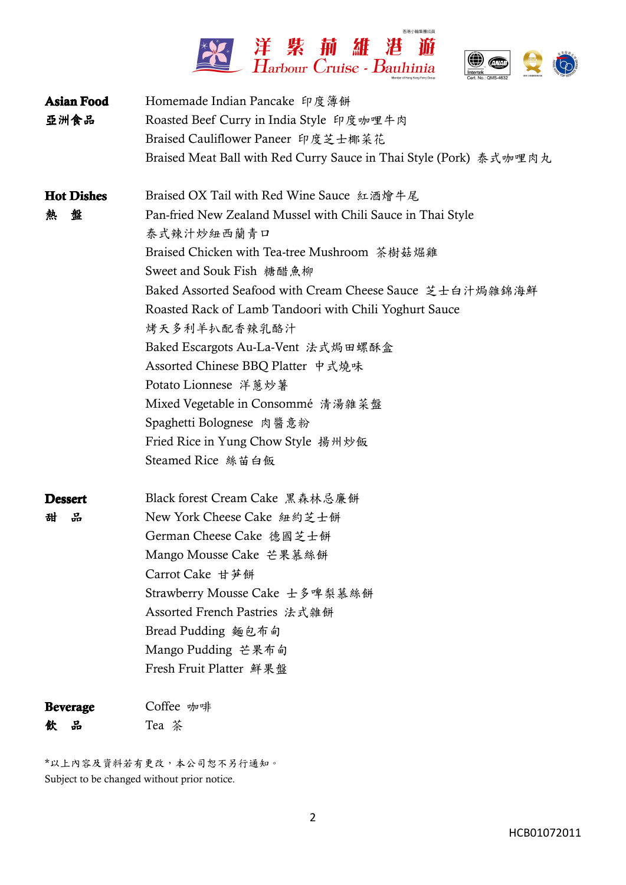洋紫荊維港遊
Harbour Cruise - Bauhinia

| | |
|---|---|
| **Asian Food 亞洲食品** | Homemade Indian Pancake 印度薄餅 |
| | Roasted Beef Curry in India Style 印度咖喱牛肉 |
| | Braised Cauliflower Paneer 印度芝士椰菜花 |
| | Braised Meat Ball with Red Curry Sauce in Thai Style (Pork) 泰式咖喱肉丸 |
| **Hot Dishes 熱 盤** | Braised OX Tail with Red Wine Sauce 紅酒燴牛尾 |
| | Pan-fried New Zealand Mussel with Chili Sauce in Thai Style 泰式辣汁炒紐西蘭青口 |
| | Braised Chicken with Tea-tree Mushroom 茶樹菇焗雞 |
| | Sweet and Souk Fish 糖醋魚柳 |
| | Baked Assorted Seafood with Cream Cheese Sauce 芝士白汁焗雜錦海鮮 |
| | Roasted Rack of Lamb Tandoori with Chili Yoghurt Sauce 烤天多利羊扒配香辣乳酪汁 |
| | Baked Escargots Au-La-Vent 法式焗田螺酥盒 |
| | Assorted Chinese BBQ Platter 中式燒味 |
| | Potato Lionnese 洋蔥炒薯 |
| | Mixed Vegetable in Consommé 清湯雜菜盤 |
| | Spaghetti Bolognese 肉醬意粉 |
| | Fried Rice in Yung Chow Style 揚州炒飯 |
| | Steamed Rice 絲苗白飯 |
| **Dessert 甜 品** | Black forest Cream Cake 黑森林忌廉餅 |
| | New York Cheese Cake 紐約芝士餅 |
| | German Cheese Cake 德國芝士餅 |
| | Mango Mousse Cake 芒果慕絲餅 |
| | Carrot Cake 甘荀餅 |
| | Strawberry Mousse Cake 士多啤梨慕絲餅 |
| | Assorted French Pastries 法式雜餅 |
| | Bread Pudding 麵包布甸 |
| | Mango Pudding 芒果布甸 |
| | Fresh Fruit Platter 鮮果盤 |
| **Beverage 飲 品** | Coffee 咖啡 |
| | Tea 茶 |

*以上內容及資料若有更改，本公司恕不另行通知。
Subject to be changed without prior notice.

HCB01072011